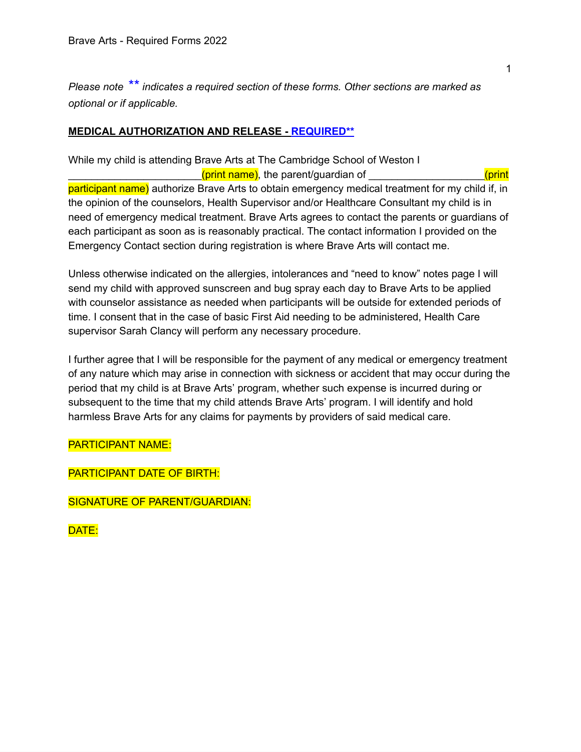*Please note \*\* indicates a required section of these forms. Other sections are marked as optional or if applicable.*

**MEDICAL AUTHORIZATION AND RELEASE - REQUIRED\*\***

While my child is attending Brave Arts at The Cambridge School of Weston I ______________________(print name), the parent/guardian of ___________________(print participant name) authorize Brave Arts to obtain emergency medical treatment for my child if, in the opinion of the counselors, Health Supervisor and/or Healthcare Consultant my child is in need of emergency medical treatment. Brave Arts agrees to contact the parents or guardians of each participant as soon as is reasonably practical. The contact information I provided on the Emergency Contact section during registration is where Brave Arts will contact me.

Unless otherwise indicated on the allergies, intolerances and "need to know" notes page I will send my child with approved sunscreen and bug spray each day to Brave Arts to be applied with counselor assistance as needed when participants will be outside for extended periods of time. I consent that in the case of basic First Aid needing to be administered, Health Care supervisor Sarah Clancy will perform any necessary procedure.

I further agree that I will be responsible for the payment of any medical or emergency treatment of any nature which may arise in connection with sickness or accident that may occur during the period that my child is at Brave Arts' program, whether such expense is incurred during or subsequent to the time that my child attends Brave Arts' program. I will identify and hold harmless Brave Arts for any claims for payments by providers of said medical care.

PARTICIPANT NAME:

PARTICIPANT DATE OF BIRTH:

SIGNATURE OF PARENT/GUARDIAN:

DATE: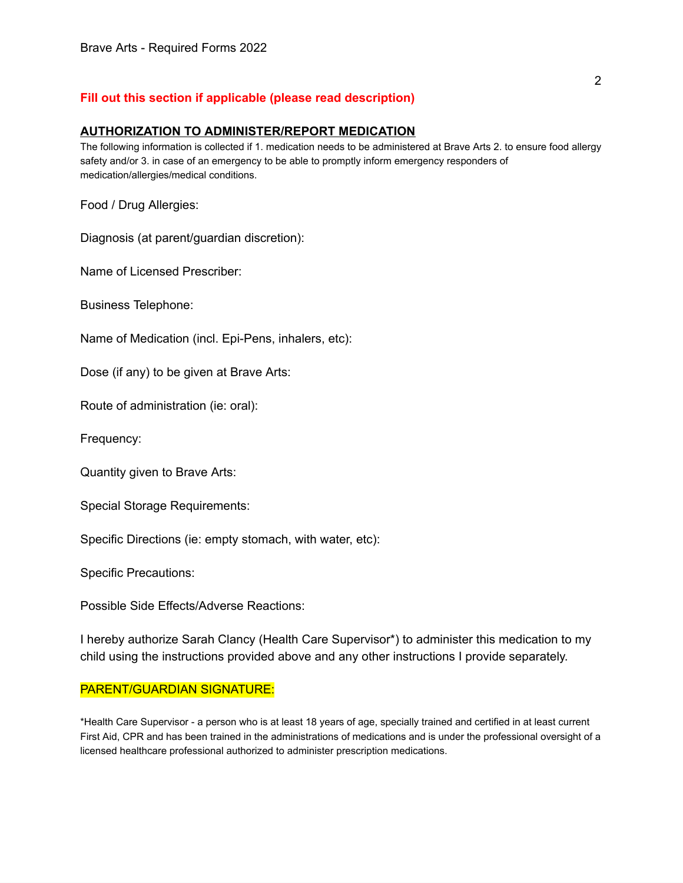**Fill out this section if applicable (please read description)**

## AUTHORIZATION TO ADMINISTER/REPORT MEDICATION

The following information is collected if 1. medication needs to be administered at Brave Arts 2. to ensure food allergy safety and/or 3. in case of an emergency to be able to promptly inform emergency responders of medication/allergies/medical conditions.

Food / Drug Allergies:

Diagnosis (at parent/guardian discretion):

Name of Licensed Prescriber:

Business Telephone:

Name of Medication (incl. Epi-Pens, inhalers, etc):

Dose (if any) to be given at Brave Arts:

Route of administration (ie: oral):

Frequency:

Quantity given to Brave Arts:

Special Storage Requirements:

Specific Directions (ie: empty stomach, with water, etc):

Specific Precautions:

Possible Side Effects/Adverse Reactions:

I hereby authorize Sarah Clancy (Health Care Supervisor*) to administer this medication to my child using the instructions provided above and any other instructions I provide separately.

PARENT/GUARDIAN SIGNATURE:

*Health Care Supervisor - a person who is at least 18 years of age, specially trained and certified in at least current First Aid, CPR and has been trained in the administrations of medications and is under the professional oversight of a licensed healthcare professional authorized to administer prescription medications.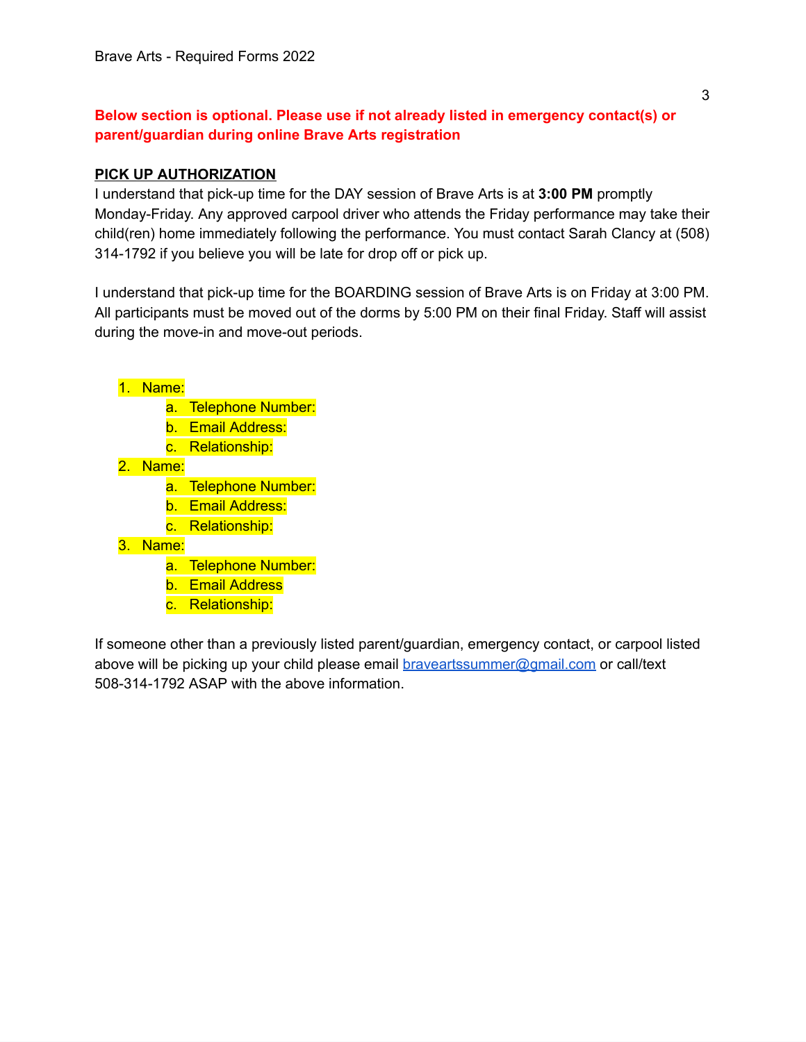**Below section is optional. Please use if not already listed in emergency contact(s) or parent/guardian during online Brave Arts registration**

## PICK UP AUTHORIZATION

I understand that pick-up time for the DAY session of Brave Arts is at **3:00 PM** promptly Monday-Friday. Any approved carpool driver who attends the Friday performance may take their child(ren) home immediately following the performance. You must contact Sarah Clancy at (508) 314-1792 if you believe you will be late for drop off or pick up.

I understand that pick-up time for the BOARDING session of Brave Arts is on Friday at 3:00 PM. All participants must be moved out of the dorms by 5:00 PM on their final Friday. Staff will assist during the move-in and move-out periods.

1. Name:
   a. Telephone Number:
   b. Email Address:
   c. Relationship:
2. Name:
   a. Telephone Number:
   b. Email Address:
   c. Relationship:
3. Name:
   a. Telephone Number:
   b. Email Address
   c. Relationship:

If someone other than a previously listed parent/guardian, emergency contact, or carpool listed above will be picking up your child please email braveartssummer@gmail.com or call/text 508-314-1792 ASAP with the above information.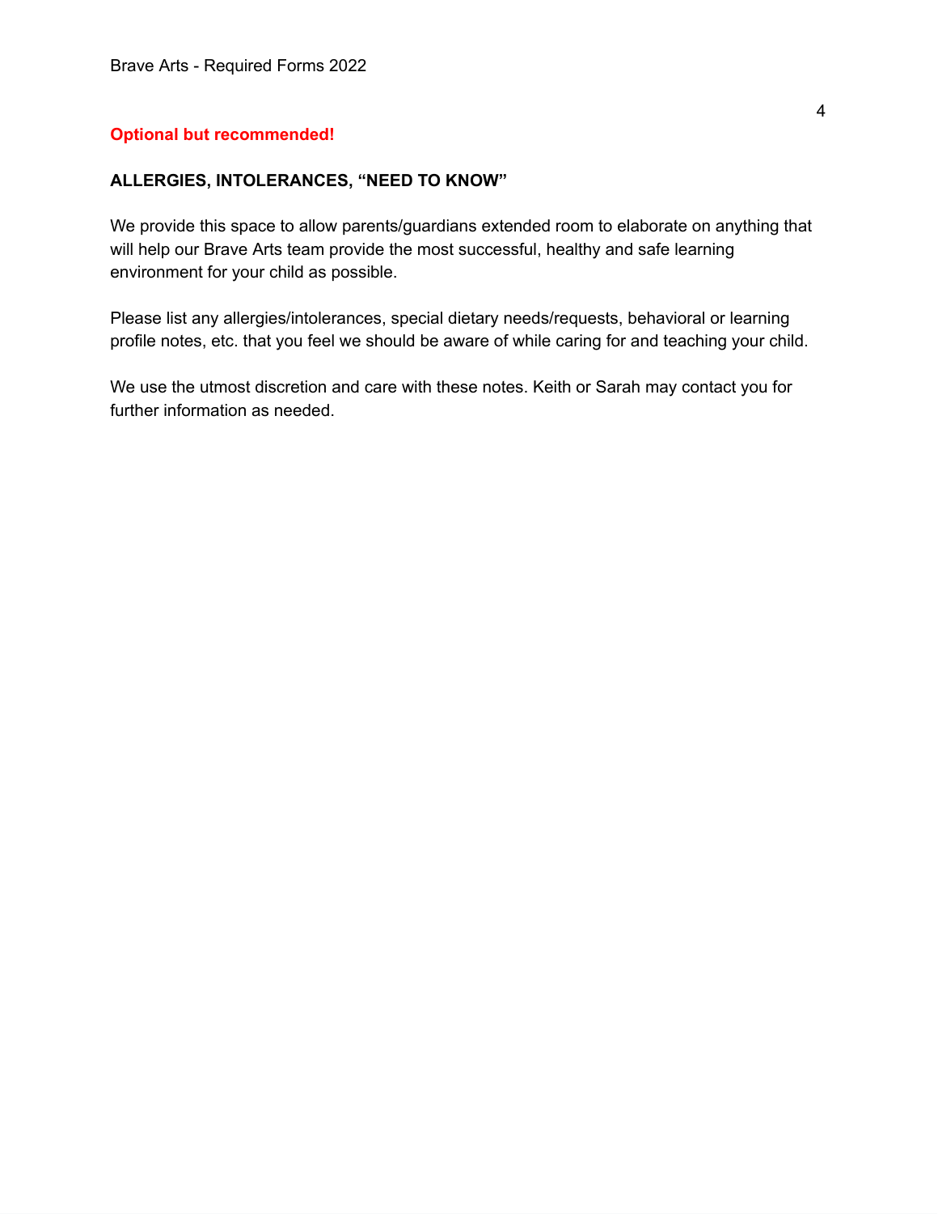**Optional but recommended!**

## ALLERGIES, INTOLERANCES, "NEED TO KNOW"

We provide this space to allow parents/guardians extended room to elaborate on anything that will help our Brave Arts team provide the most successful, healthy and safe learning environment for your child as possible.

Please list any allergies/intolerances, special dietary needs/requests, behavioral or learning profile notes, etc. that you feel we should be aware of while caring for and teaching your child.

We use the utmost discretion and care with these notes. Keith or Sarah may contact you for further information as needed.